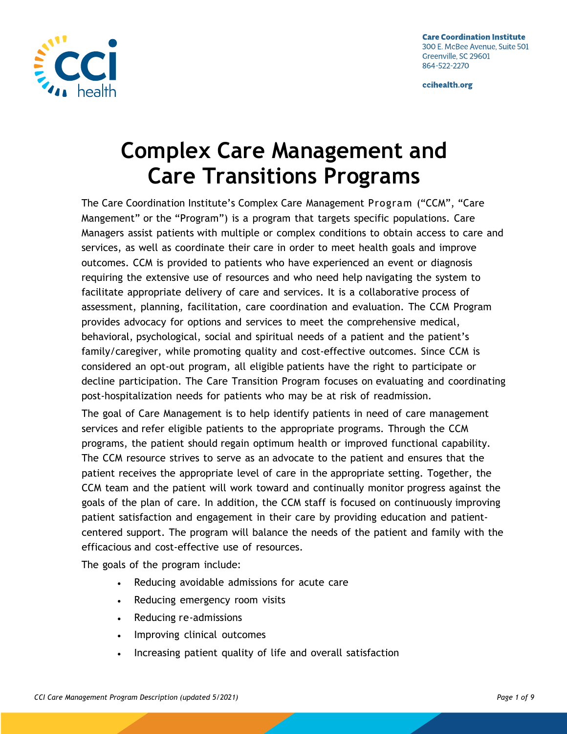Care Coordination Institute
300 E. McBee Avenue, Suite 501
Greenville, SC 29601
864-522-2270

ccihealth.org

# Complex Care Management and Care Transitions Programs

The Care Coordination Institute's Complex Care Management Program ("CCM", "Care Mangement" or the "Program") is a program that targets specific populations. Care Managers assist patients with multiple or complex conditions to obtain access to care and services, as well as coordinate their care in order to meet health goals and improve outcomes. CCM is provided to patients who have experienced an event or diagnosis requiring the extensive use of resources and who need help navigating the system to facilitate appropriate delivery of care and services. It is a collaborative process of assessment, planning, facilitation, care coordination and evaluation. The CCM Program provides advocacy for options and services to meet the comprehensive medical, behavioral, psychological, social and spiritual needs of a patient and the patient's family/caregiver, while promoting quality and cost-effective outcomes. Since CCM is considered an opt-out program, all eligible patients have the right to participate or decline participation. The Care Transition Program focuses on evaluating and coordinating post-hospitalization needs for patients who may be at risk of readmission.

The goal of Care Management is to help identify patients in need of care management services and refer eligible patients to the appropriate programs. Through the CCM programs, the patient should regain optimum health or improved functional capability. The CCM resource strives to serve as an advocate to the patient and ensures that the patient receives the appropriate level of care in the appropriate setting. Together, the CCM team and the patient will work toward and continually monitor progress against the goals of the plan of care. In addition, the CCM staff is focused on continuously improving patient satisfaction and engagement in their care by providing education and patient-centered support. The program will balance the needs of the patient and family with the efficacious and cost-effective use of resources.

The goals of the program include:

- Reducing avoidable admissions for acute care
- Reducing emergency room visits
- Reducing re-admissions
- Improving clinical outcomes
- Increasing patient quality of life and overall satisfaction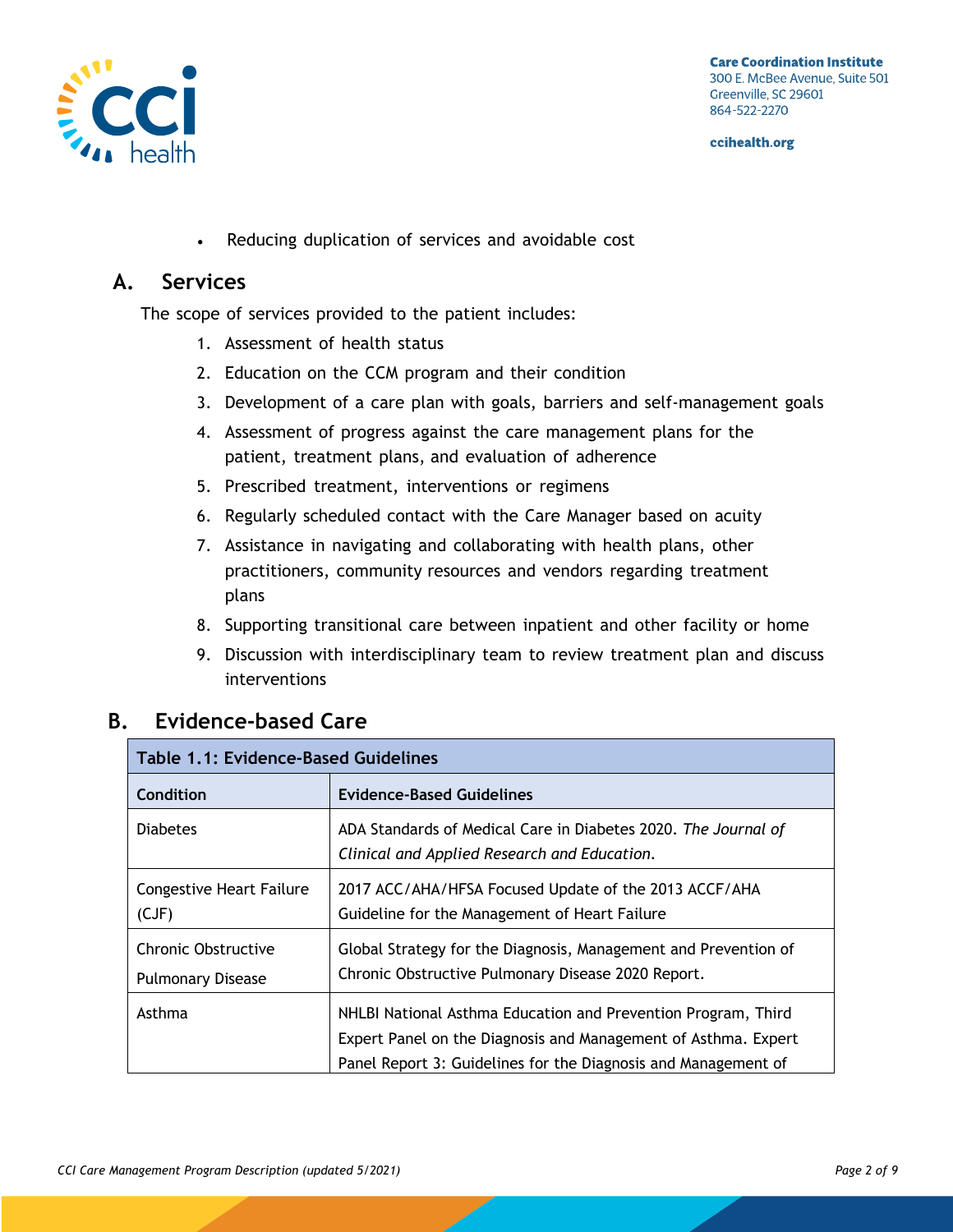- Reducing duplication of services and avoidable cost

## A. Services

The scope of services provided to the patient includes:

1. Assessment of health status
2. Education on the CCM program and their condition
3. Development of a care plan with goals, barriers and self-management goals
4. Assessment of progress against the care management plans for the patient, treatment plans, and evaluation of adherence
5. Prescribed treatment, interventions or regimens
6. Regularly scheduled contact with the Care Manager based on acuity
7. Assistance in navigating and collaborating with health plans, other practitioners, community resources and vendors regarding treatment plans
8. Supporting transitional care between inpatient and other facility or home
9. Discussion with interdisciplinary team to review treatment plan and discuss interventions

## B. Evidence-based Care

| **Table 1.1: Evidence-Based Guidelines** | |
|---|---|
| **Condition** | **Evidence-Based Guidelines** |
| Diabetes | ADA Standards of Medical Care in Diabetes 2020. *The Journal of Clinical and Applied Research and Education*. |
| Congestive Heart Failure (CJF) | 2017 ACC/AHA/HFSA Focused Update of the 2013 ACCF/AHA Guideline for the Management of Heart Failure |
| Chronic Obstructive Pulmonary Disease | Global Strategy for the Diagnosis, Management and Prevention of Chronic Obstructive Pulmonary Disease 2020 Report. |
| Asthma | NHLBI National Asthma Education and Prevention Program, Third Expert Panel on the Diagnosis and Management of Asthma. Expert Panel Report 3: Guidelines for the Diagnosis and Management of |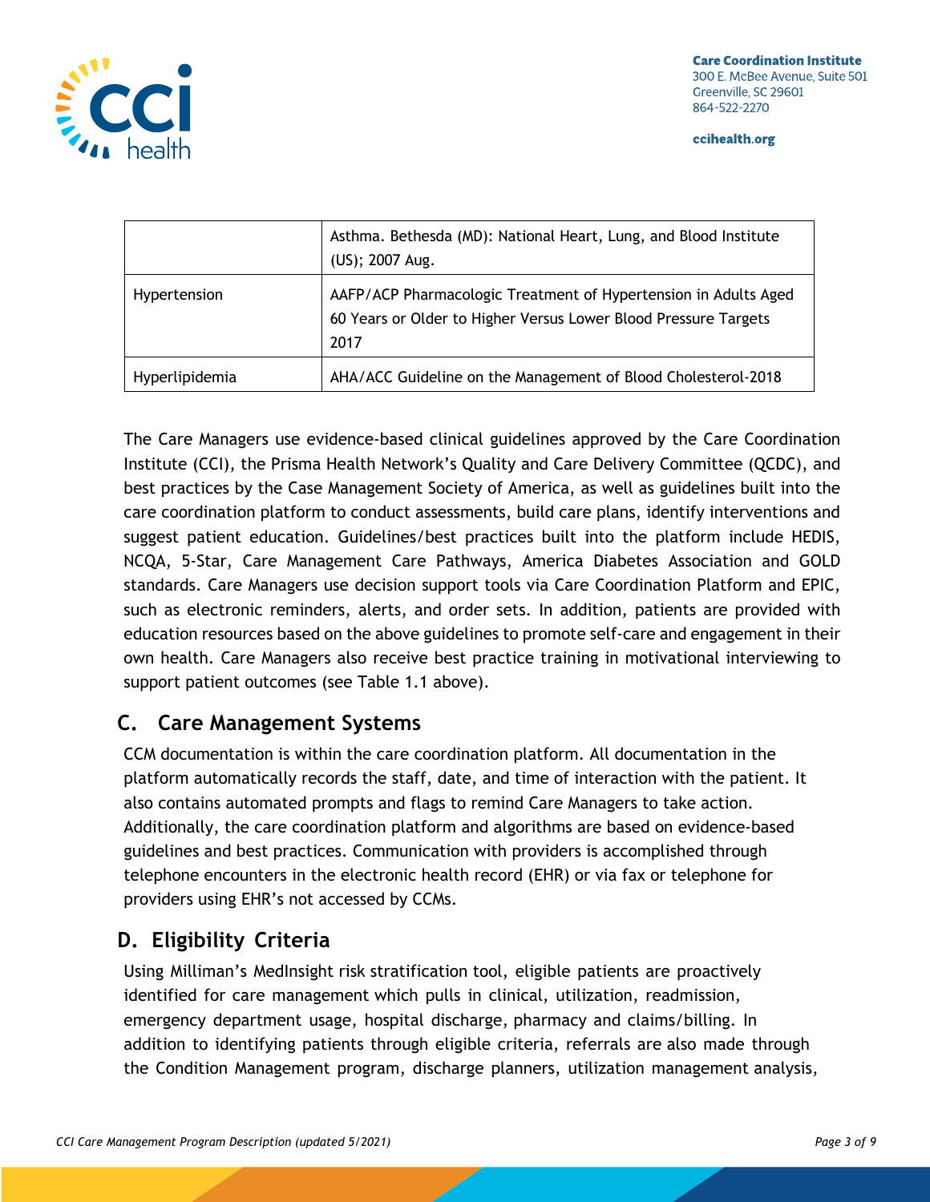| | |
|---|---|
| | Asthma. Bethesda (MD): National Heart, Lung, and Blood Institute (US); 2007 Aug. |
| Hypertension | AAFP/ACP Pharmacologic Treatment of Hypertension in Adults Aged 60 Years or Older to Higher Versus Lower Blood Pressure Targets 2017 |
| Hyperlipidemia | AHA/ACC Guideline on the Management of Blood Cholesterol-2018 |

The Care Managers use evidence-based clinical guidelines approved by the Care Coordination Institute (CCI), the Prisma Health Network's Quality and Care Delivery Committee (QCDC), and best practices by the Case Management Society of America, as well as guidelines built into the care coordination platform to conduct assessments, build care plans, identify interventions and suggest patient education. Guidelines/best practices built into the platform include HEDIS, NCQA, 5-Star, Care Management Care Pathways, America Diabetes Association and GOLD standards. Care Managers use decision support tools via Care Coordination Platform and EPIC, such as electronic reminders, alerts, and order sets. In addition, patients are provided with education resources based on the above guidelines to promote self-care and engagement in their own health. Care Managers also receive best practice training in motivational interviewing to support patient outcomes (see Table 1.1 above).

## C. Care Management Systems

CCM documentation is within the care coordination platform. All documentation in the platform automatically records the staff, date, and time of interaction with the patient. It also contains automated prompts and flags to remind Care Managers to take action. Additionally, the care coordination platform and algorithms are based on evidence-based guidelines and best practices. Communication with providers is accomplished through telephone encounters in the electronic health record (EHR) or via fax or telephone for providers using EHR's not accessed by CCMs.

## D. Eligibility Criteria

Using Milliman's MedInsight risk stratification tool, eligible patients are proactively identified for care management which pulls in clinical, utilization, readmission, emergency department usage, hospital discharge, pharmacy and claims/billing. In addition to identifying patients through eligible criteria, referrals are also made through the Condition Management program, discharge planners, utilization management analysis,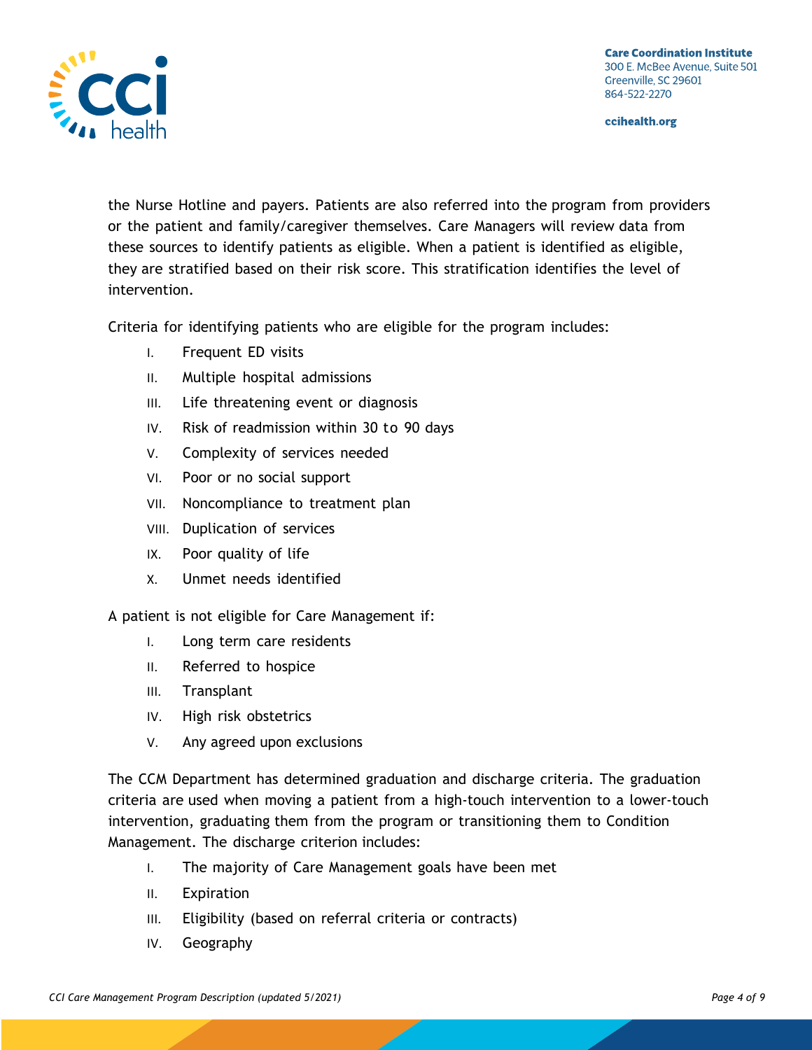the Nurse Hotline and payers. Patients are also referred into the program from providers or the patient and family/caregiver themselves. Care Managers will review data from these sources to identify patients as eligible. When a patient is identified as eligible, they are stratified based on their risk score. This stratification identifies the level of intervention.

Criteria for identifying patients who are eligible for the program includes:

- I. Frequent ED visits
- II. Multiple hospital admissions
- III. Life threatening event or diagnosis
- IV. Risk of readmission within 30 to 90 days
- V. Complexity of services needed
- VI. Poor or no social support
- VII. Noncompliance to treatment plan
- VIII. Duplication of services
- IX. Poor quality of life
- X. Unmet needs identified

A patient is not eligible for Care Management if:

- I. Long term care residents
- II. Referred to hospice
- III. Transplant
- IV. High risk obstetrics
- V. Any agreed upon exclusions

The CCM Department has determined graduation and discharge criteria. The graduation criteria are used when moving a patient from a high-touch intervention to a lower-touch intervention, graduating them from the program or transitioning them to Condition Management. The discharge criterion includes:

- I. The majority of Care Management goals have been met
- II. Expiration
- III. Eligibility (based on referral criteria or contracts)
- IV. Geography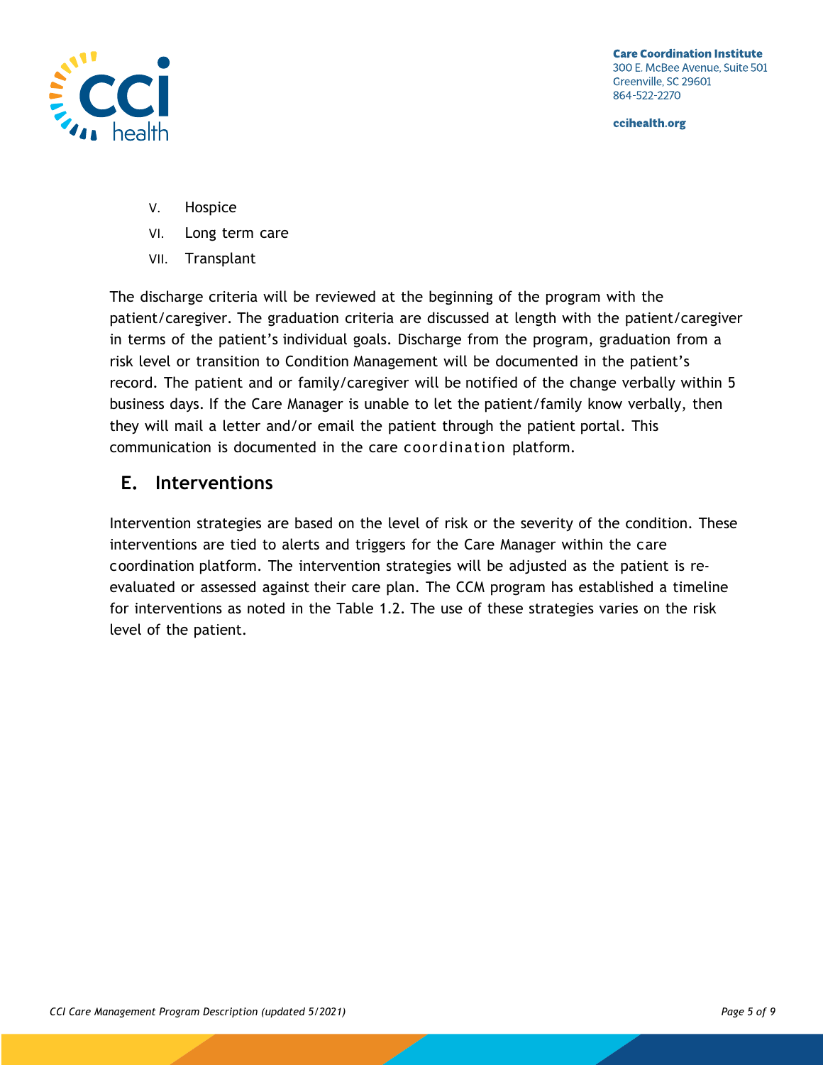V. Hospice
VI. Long term care
VII. Transplant

The discharge criteria will be reviewed at the beginning of the program with the patient/caregiver. The graduation criteria are discussed at length with the patient/caregiver in terms of the patient's individual goals. Discharge from the program, graduation from a risk level or transition to Condition Management will be documented in the patient's record. The patient and or family/caregiver will be notified of the change verbally within 5 business days. If the Care Manager is unable to let the patient/family know verbally, then they will mail a letter and/or email the patient through the patient portal. This communication is documented in the care coordination platform.

## E. Interventions

Intervention strategies are based on the level of risk or the severity of the condition. These interventions are tied to alerts and triggers for the Care Manager within the care coordination platform. The intervention strategies will be adjusted as the patient is re-evaluated or assessed against their care plan. The CCM program has established a timeline for interventions as noted in the Table 1.2. The use of these strategies varies on the risk level of the patient.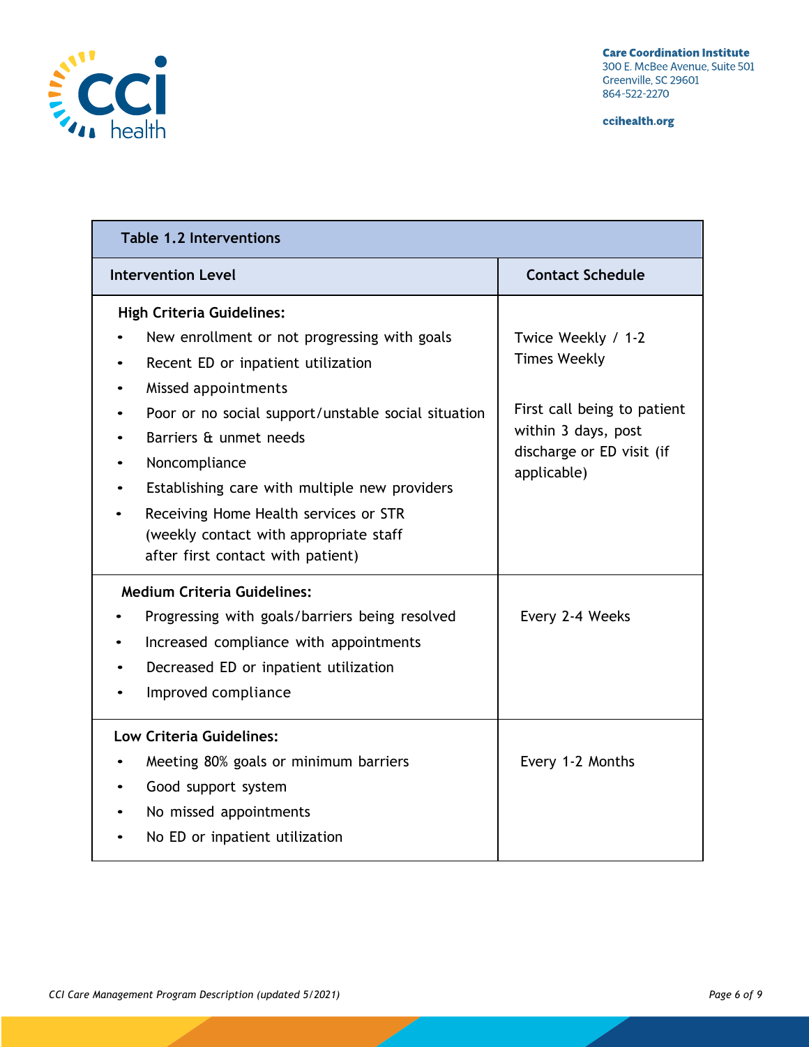| Table 1.2 Interventions | |
|---|---|
| **Intervention Level** | **Contact Schedule** |
| **High Criteria Guidelines:**<br>• New enrollment or not progressing with goals<br>• Recent ED or inpatient utilization<br>• Missed appointments<br>• Poor or no social support/unstable social situation<br>• Barriers & unmet needs<br>• Noncompliance<br>• Establishing care with multiple new providers<br>• Receiving Home Health services or STR (weekly contact with appropriate staff after first contact with patient) | Twice Weekly / 1-2 Times Weekly<br><br>First call being to patient within 3 days, post discharge or ED visit (if applicable) |
| **Medium Criteria Guidelines:**<br>• Progressing with goals/barriers being resolved<br>• Increased compliance with appointments<br>• Decreased ED or inpatient utilization<br>• Improved compliance | Every 2-4 Weeks |
| **Low Criteria Guidelines:**<br>• Meeting 80% goals or minimum barriers<br>• Good support system<br>• No missed appointments<br>• No ED or inpatient utilization | Every 1-2 Months |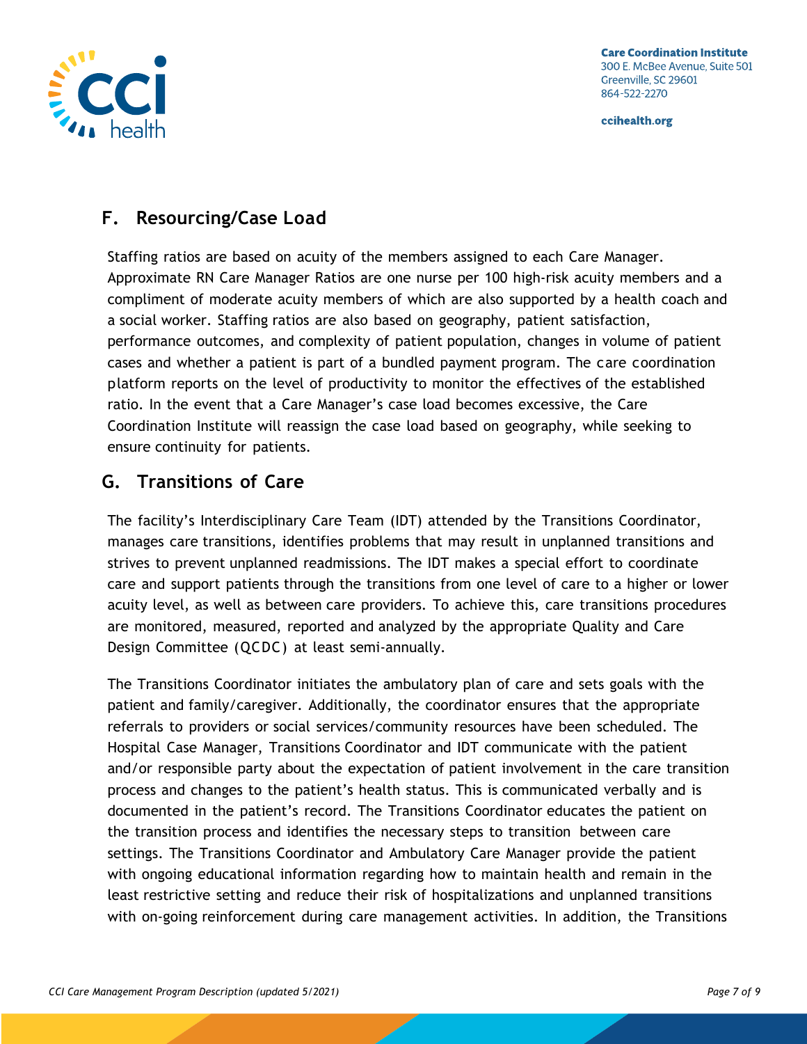## F. Resourcing/Case Load

Staffing ratios are based on acuity of the members assigned to each Care Manager. Approximate RN Care Manager Ratios are one nurse per 100 high-risk acuity members and a compliment of moderate acuity members of which are also supported by a health coach and a social worker. Staffing ratios are also based on geography, patient satisfaction, performance outcomes, and complexity of patient population, changes in volume of patient cases and whether a patient is part of a bundled payment program. The care coordination platform reports on the level of productivity to monitor the effectives of the established ratio. In the event that a Care Manager's case load becomes excessive, the Care Coordination Institute will reassign the case load based on geography, while seeking to ensure continuity for patients.

## G. Transitions of Care

The facility's Interdisciplinary Care Team (IDT) attended by the Transitions Coordinator, manages care transitions, identifies problems that may result in unplanned transitions and strives to prevent unplanned readmissions. The IDT makes a special effort to coordinate care and support patients through the transitions from one level of care to a higher or lower acuity level, as well as between care providers. To achieve this, care transitions procedures are monitored, measured, reported and analyzed by the appropriate Quality and Care Design Committee (QCDC) at least semi-annually.

The Transitions Coordinator initiates the ambulatory plan of care and sets goals with the patient and family/caregiver. Additionally, the coordinator ensures that the appropriate referrals to providers or social services/community resources have been scheduled. The Hospital Case Manager, Transitions Coordinator and IDT communicate with the patient and/or responsible party about the expectation of patient involvement in the care transition process and changes to the patient's health status. This is communicated verbally and is documented in the patient's record. The Transitions Coordinator educates the patient on the transition process and identifies the necessary steps to transition between care settings. The Transitions Coordinator and Ambulatory Care Manager provide the patient with ongoing educational information regarding how to maintain health and remain in the least restrictive setting and reduce their risk of hospitalizations and unplanned transitions with on-going reinforcement during care management activities. In addition, the Transitions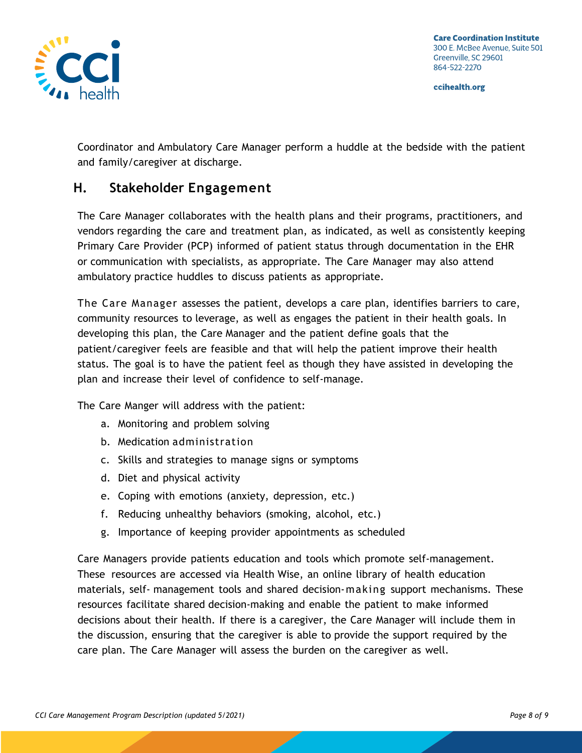Coordinator and Ambulatory Care Manager perform a huddle at the bedside with the patient and family/caregiver at discharge.

## H. Stakeholder Engagement

The Care Manager collaborates with the health plans and their programs, practitioners, and vendors regarding the care and treatment plan, as indicated, as well as consistently keeping Primary Care Provider (PCP) informed of patient status through documentation in the EHR or communication with specialists, as appropriate. The Care Manager may also attend ambulatory practice huddles to discuss patients as appropriate.

The Care Manager assesses the patient, develops a care plan, identifies barriers to care, community resources to leverage, as well as engages the patient in their health goals. In developing this plan, the Care Manager and the patient define goals that the patient/caregiver feels are feasible and that will help the patient improve their health status. The goal is to have the patient feel as though they have assisted in developing the plan and increase their level of confidence to self-manage.

The Care Manger will address with the patient:

a. Monitoring and problem solving
b. Medication administration
c. Skills and strategies to manage signs or symptoms
d. Diet and physical activity
e. Coping with emotions (anxiety, depression, etc.)
f. Reducing unhealthy behaviors (smoking, alcohol, etc.)
g. Importance of keeping provider appointments as scheduled

Care Managers provide patients education and tools which promote self-management. These resources are accessed via Health Wise, an online library of health education materials, self- management tools and shared decision-making support mechanisms. These resources facilitate shared decision-making and enable the patient to make informed decisions about their health. If there is a caregiver, the Care Manager will include them in the discussion, ensuring that the caregiver is able to provide the support required by the care plan. The Care Manager will assess the burden on the caregiver as well.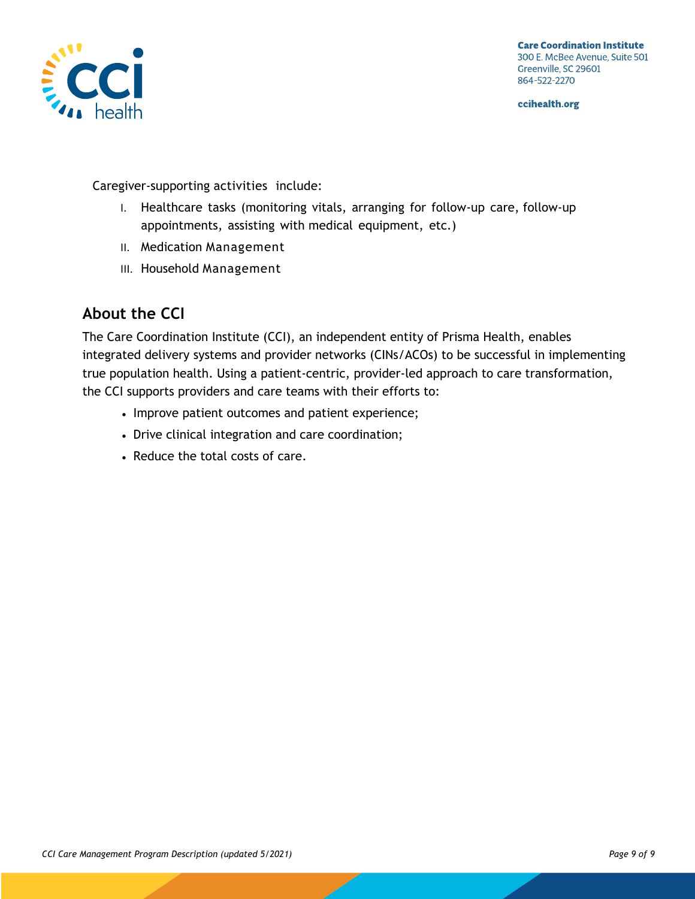Caregiver-supporting activities include:

I. Healthcare tasks (monitoring vitals, arranging for follow-up care, follow-up appointments, assisting with medical equipment, etc.)
II. Medication Management
III. Household Management

## About the CCI

The Care Coordination Institute (CCI), an independent entity of Prisma Health, enables integrated delivery systems and provider networks (CINs/ACOs) to be successful in implementing true population health. Using a patient-centric, provider-led approach to care transformation, the CCI supports providers and care teams with their efforts to:

- Improve patient outcomes and patient experience;
- Drive clinical integration and care coordination;
- Reduce the total costs of care.